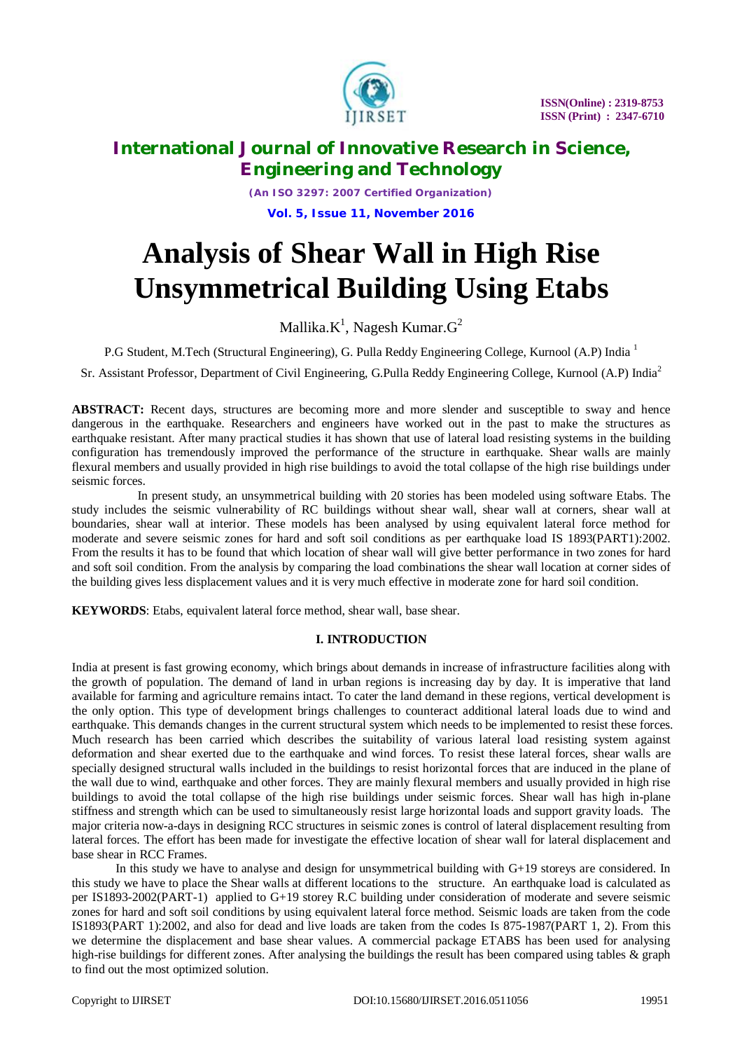# Analysis of Shear Wall in High Rise Unsymmetrical Building Using Etabs

Mallika.K[1], Nagesh Kumar.G[2]

P.G Student, M.Tech (Structural Engineering), G. Pulla Reddy Engineering College, Kurnool (A.P) India [1]

Sr. Assistant Professor, Department of Civil Engineering, G.Pulla Reddy Engineering College, Kurnool (A.P) India[2]

**ABSTRACT:** Recent days, structures are becoming more and more slender and susceptible to sway and hence dangerous in the earthquake. Researchers and engineers have worked out in the past to make the structures as earthquake resistant. After many practical studies it has shown that use of lateral load resisting systems in the building configuration has tremendously improved the performance of the structure in earthquake. Shear walls are mainly flexural members and usually provided in high rise buildings to avoid the total collapse of the high rise buildings under seismic forces.

In present study, an unsymmetrical building with 20 stories has been modeled using software Etabs. The study includes the seismic vulnerability of RC buildings without shear wall, shear wall at corners, shear wall at boundaries, shear wall at interior. These models has been analysed by using equivalent lateral force method for moderate and severe seismic zones for hard and soft soil conditions as per earthquake load IS 1893(PART1):2002. From the results it has to be found that which location of shear wall will give better performance in two zones for hard and soft soil condition. From the analysis by comparing the load combinations the shear wall location at corner sides of the building gives less displacement values and it is very much effective in moderate zone for hard soil condition.

**KEYWORDS**: Etabs, equivalent lateral force method, shear wall, base shear.

## I. INTRODUCTION

India at present is fast growing economy, which brings about demands in increase of infrastructure facilities along with the growth of population. The demand of land in urban regions is increasing day by day. It is imperative that land available for farming and agriculture remains intact. To cater the land demand in these regions, vertical development is the only option. This type of development brings challenges to counteract additional lateral loads due to wind and earthquake. This demands changes in the current structural system which needs to be implemented to resist these forces. Much research has been carried which describes the suitability of various lateral load resisting system against deformation and shear exerted due to the earthquake and wind forces. To resist these lateral forces, shear walls are specially designed structural walls included in the buildings to resist horizontal forces that are induced in the plane of the wall due to wind, earthquake and other forces. They are mainly flexural members and usually provided in high rise buildings to avoid the total collapse of the high rise buildings under seismic forces. Shear wall has high in-plane stiffness and strength which can be used to simultaneously resist large horizontal loads and support gravity loads. The major criteria now-a-days in designing RCC structures in seismic zones is control of lateral displacement resulting from lateral forces. The effort has been made for investigate the effective location of shear wall for lateral displacement and base shear in RCC Frames.

In this study we have to analyse and design for unsymmetrical building with G+19 storeys are considered. In this study we have to place the Shear walls at different locations to the structure. An earthquake load is calculated as per IS1893-2002(PART-1) applied to G+19 storey R.C building under consideration of moderate and severe seismic zones for hard and soft soil conditions by using equivalent lateral force method. Seismic loads are taken from the code IS1893(PART 1):2002, and also for dead and live loads are taken from the codes Is 875-1987(PART 1, 2). From this we determine the displacement and base shear values. A commercial package ETABS has been used for analysing high-rise buildings for different zones. After analysing the buildings the result has been compared using tables & graph to find out the most optimized solution.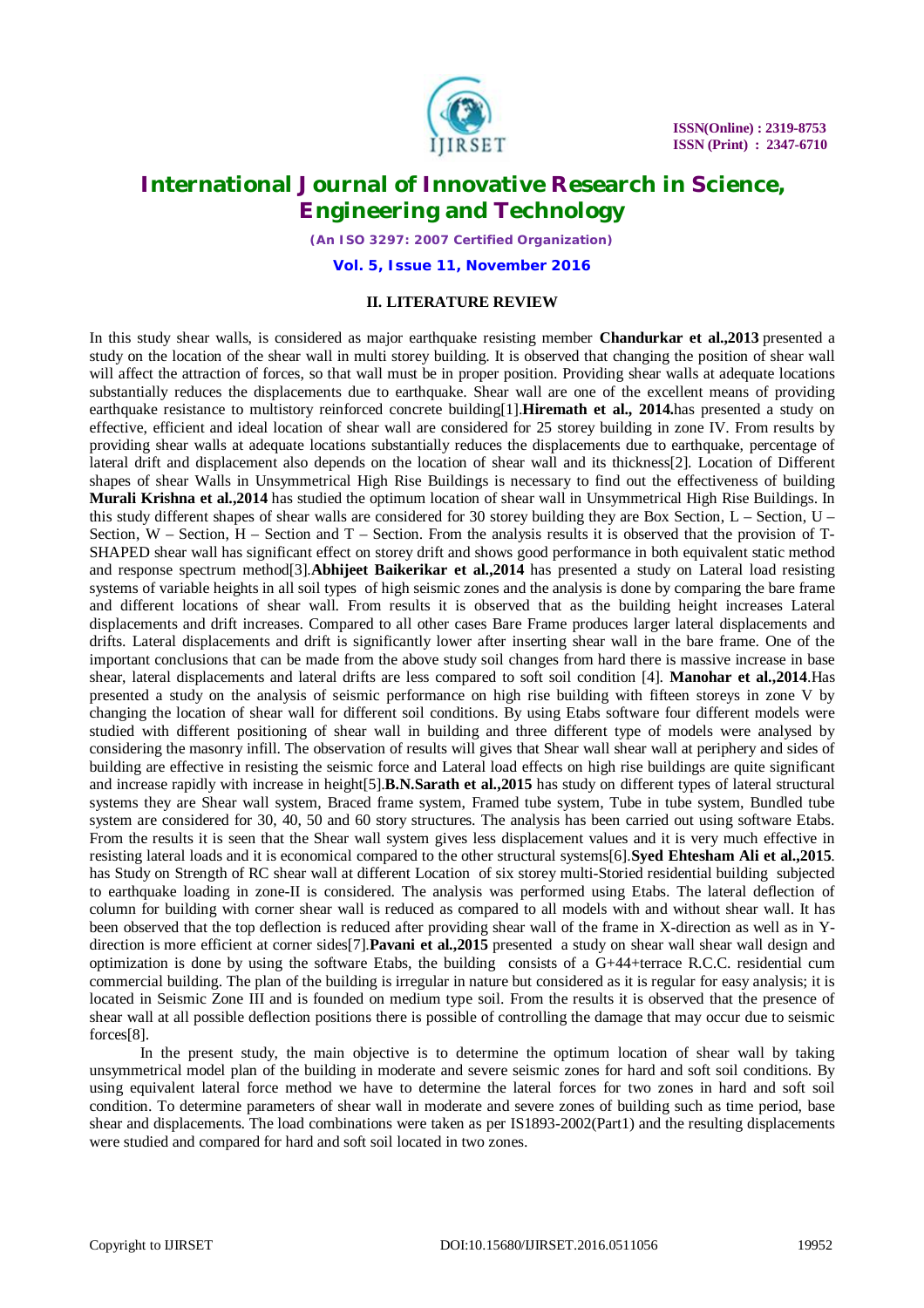## II. LITERATURE REVIEW

In this study shear walls, is considered as major earthquake resisting member **Chandurkar et al.,2013** presented a study on the location of the shear wall in multi storey building. It is observed that changing the position of shear wall will affect the attraction of forces, so that wall must be in proper position. Providing shear walls at adequate locations substantially reduces the displacements due to earthquake. Shear wall are one of the excellent means of providing earthquake resistance to multistory reinforced concrete building[1].**Hiremath et al., 2014.**has presented a study on effective, efficient and ideal location of shear wall are considered for 25 storey building in zone IV. From results by providing shear walls at adequate locations substantially reduces the displacements due to earthquake, percentage of lateral drift and displacement also depends on the location of shear wall and its thickness[2]. Location of Different shapes of shear Walls in Unsymmetrical High Rise Buildings is necessary to find out the effectiveness of building **Murali Krishna et al.,2014** has studied the optimum location of shear wall in Unsymmetrical High Rise Buildings. In this study different shapes of shear walls are considered for 30 storey building they are Box Section, L – Section, U – Section, W – Section, H – Section and T – Section. From the analysis results it is observed that the provision of T-SHAPED shear wall has significant effect on storey drift and shows good performance in both equivalent static method and response spectrum method[3].**Abhijeet Baikerikar et al.,2014** has presented a study on Lateral load resisting systems of variable heights in all soil types of high seismic zones and the analysis is done by comparing the bare frame and different locations of shear wall. From results it is observed that as the building height increases Lateral displacements and drift increases. Compared to all other cases Bare Frame produces larger lateral displacements and drifts. Lateral displacements and drift is significantly lower after inserting shear wall in the bare frame. One of the important conclusions that can be made from the above study soil changes from hard there is massive increase in base shear, lateral displacements and lateral drifts are less compared to soft soil condition [4]. **Manohar et al.,2014**.Has presented a study on the analysis of seismic performance on high rise building with fifteen storeys in zone V by changing the location of shear wall for different soil conditions. By using Etabs software four different models were studied with different positioning of shear wall in building and three different type of models were analysed by considering the masonry infill. The observation of results will gives that Shear wall shear wall at periphery and sides of building are effective in resisting the seismic force and Lateral load effects on high rise buildings are quite significant and increase rapidly with increase in height[5].**B.N.Sarath et al.,2015** has study on different types of lateral structural systems they are Shear wall system, Braced frame system, Framed tube system, Tube in tube system, Bundled tube system are considered for 30, 40, 50 and 60 story structures. The analysis has been carried out using software Etabs. From the results it is seen that the Shear wall system gives less displacement values and it is very much effective in resisting lateral loads and it is economical compared to the other structural systems[6].**Syed Ehtesham Ali et al.,2015**. has Study on Strength of RC shear wall at different Location of six storey multi-Storied residential building subjected to earthquake loading in zone-II is considered. The analysis was performed using Etabs. The lateral deflection of column for building with corner shear wall is reduced as compared to all models with and without shear wall. It has been observed that the top deflection is reduced after providing shear wall of the frame in X-direction as well as in Y-direction is more efficient at corner sides[7].**Pavani et al.,2015** presented a study on shear wall shear wall design and optimization is done by using the software Etabs, the building consists of a G+44+terrace R.C.C. residential cum commercial building. The plan of the building is irregular in nature but considered as it is regular for easy analysis; it is located in Seismic Zone III and is founded on medium type soil. From the results it is observed that the presence of shear wall at all possible deflection positions there is possible of controlling the damage that may occur due to seismic forces[8].

In the present study, the main objective is to determine the optimum location of shear wall by taking unsymmetrical model plan of the building in moderate and severe seismic zones for hard and soft soil conditions. By using equivalent lateral force method we have to determine the lateral forces for two zones in hard and soft soil condition. To determine parameters of shear wall in moderate and severe zones of building such as time period, base shear and displacements. The load combinations were taken as per IS1893-2002(Part1) and the resulting displacements were studied and compared for hard and soft soil located in two zones.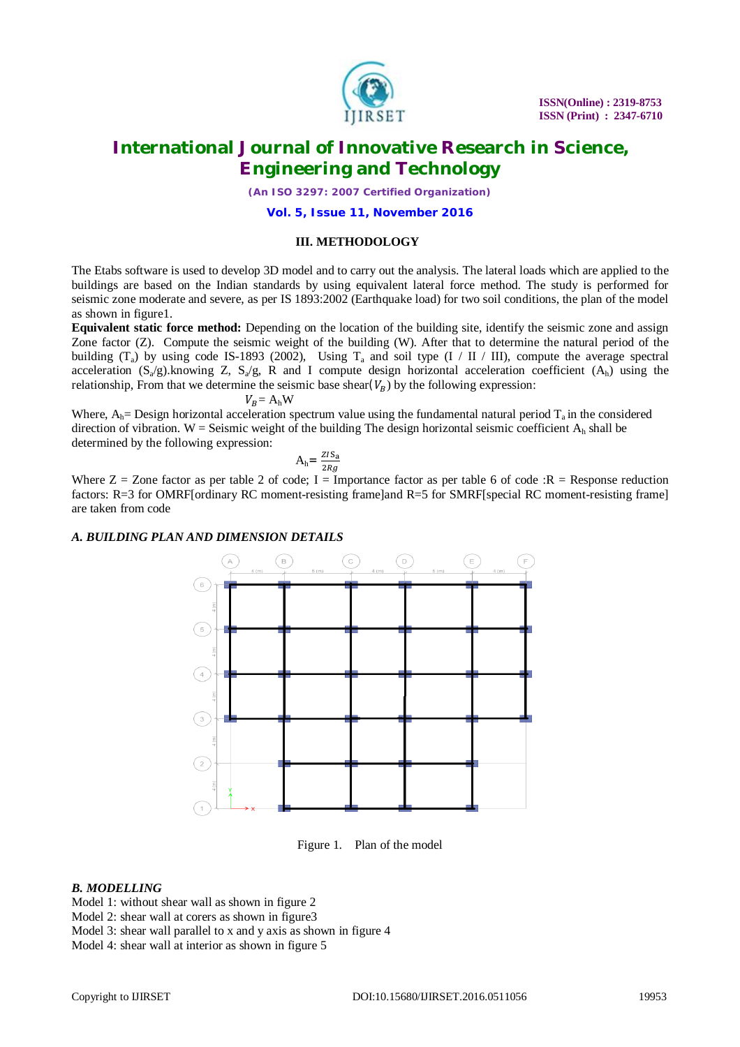### III. METHODOLOGY

The Etabs software is used to develop 3D model and to carry out the analysis. The lateral loads which are applied to the buildings are based on the Indian standards by using equivalent lateral force method. The study is performed for seismic zone moderate and severe, as per IS 1893:2002 (Earthquake load) for two soil conditions, the plan of the model as shown in figure1.

**Equivalent static force method:** Depending on the location of the building site, identify the seismic zone and assign Zone factor (Z). Compute the seismic weight of the building (W). After that to determine the natural period of the building ($T_a$) by using code IS-1893 (2002), Using $T_a$ and soil type (I / II / III), compute the average spectral acceleration ($S_a/g$).knowing Z, $S_a/g$, R and I compute design horizontal acceleration coefficient ($A_h$) using the relationship, From that we determine the seismic base shear($V_B$) by the following expression:

$$V_B = A_h W$$

Where, $A_h$= Design horizontal acceleration spectrum value using the fundamental natural period $T_a$ in the considered direction of vibration. W = Seismic weight of the building The design horizontal seismic coefficient $A_h$ shall be determined by the following expression:

$$A_h = \frac{ZIS_a}{2Rg}$$

Where Z = Zone factor as per table 2 of code; I = Importance factor as per table 6 of code :R = Response reduction factors: R=3 for OMRF[ordinary RC moment-resisting frame]and R=5 for SMRF[special RC moment-resisting frame] are taken from code

### *A. BUILDING PLAN AND DIMENSION DETAILS*

Figure 1. Plan of the model

### *B. MODELLING*

Model 1: without shear wall as shown in figure 2
Model 2: shear wall at corers as shown in figure3
Model 3: shear wall parallel to x and y axis as shown in figure 4
Model 4: shear wall at interior as shown in figure 5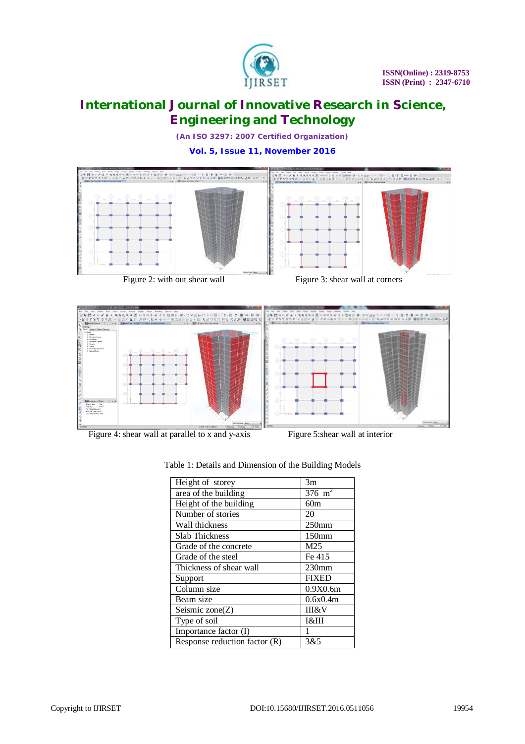Figure 2: with out shear wall

Figure 3: shear wall at corners

Figure 4: shear wall at parallel to x and y-axis

Figure 5:shear wall at interior

Table 1: Details and Dimension of the Building Models

| | |
|---|---|
| Height of storey | 3m |
| area of the building | 376 $m^2$ |
| Height of the building | 60m |
| Number of stories | 20 |
| Wall thickness | 250mm |
| Slab Thickness | 150mm |
| Grade of the concrete | M25 |
| Grade of the steel | Fe 415 |
| Thickness of shear wall | 230mm |
| Support | FIXED |
| Column size | 0.9X0.6m |
| Beam size | 0.6x0.4m |
| Seismic zone(Z) | III&V |
| Type of soil | I&III |
| Importance factor (I) | 1 |
| Response reduction factor (R) | 3&5 |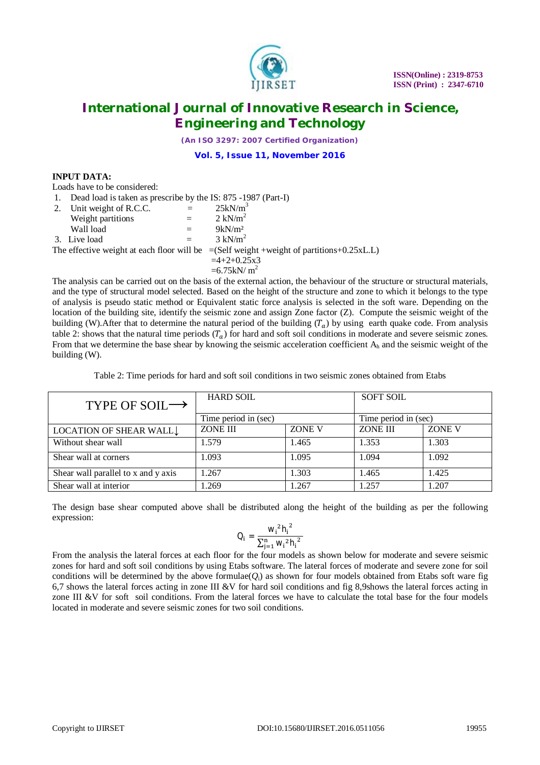**INPUT DATA:**

Loads have to be considered:

1. Dead load is taken as prescribe by the IS: 875 -1987 (Part-I)
2. Unit weight of R.C.C. = $25kN/m^3$
   Weight partitions = $2\ kN/m^2$
   Wall load = $9kN/m^2$
3. Live load = $3\ kN/m^2$

The effective weight at each floor will be =(Self weight +weight of partitions+0.25xL.L)
=4+2+0.25x3
=$6.75kN/\ m^2$

The analysis can be carried out on the basis of the external action, the behaviour of the structure or structural materials, and the type of structural model selected. Based on the height of the structure and zone to which it belongs to the type of analysis is pseudo static method or Equivalent static force analysis is selected in the soft ware. Depending on the location of the building site, identify the seismic zone and assign Zone factor (Z). Compute the seismic weight of the building (W).After that to determine the natural period of the building ($T_a$) by using earth quake code. From analysis table 2: shows that the natural time periods ($T_a$) for hard and soft soil conditions in moderate and severe seismic zones. From that we determine the base shear by knowing the seismic acceleration coefficient $A_h$ and the seismic weight of the building (W).

Table 2: Time periods for hard and soft soil conditions in two seismic zones obtained from Etabs

| TYPE OF SOIL⟶ | HARD SOIL | | SOFT SOIL | |
|---|---|---|---|---|
| | Time period in (sec) | | Time period in (sec) | |
| LOCATION OF SHEAR WALL↓ | ZONE III | ZONE V | ZONE III | ZONE V |
| Without shear wall | 1.579 | 1.465 | 1.353 | 1.303 |
| Shear wall at corners | 1.093 | 1.095 | 1.094 | 1.092 |
| Shear wall parallel to x and y axis | 1.267 | 1.303 | 1.465 | 1.425 |
| Shear wall at interior | 1.269 | 1.267 | 1.257 | 1.207 |

The design base shear computed above shall be distributed along the height of the building as per the following expression:

$$Q_i = \frac{w_i^2 h_i^2}{\sum_{j=1}^{n} w_i^2 h_i^2}$$

From the analysis the lateral forces at each floor for the four models as shown below for moderate and severe seismic zones for hard and soft soil conditions by using Etabs software. The lateral forces of moderate and severe zone for soil conditions will be determined by the above formulae($Q_i$) as shown for four models obtained from Etabs soft ware fig 6,7 shows the lateral forces acting in zone III &V for hard soil conditions and fig 8,9shows the lateral forces acting in zone III &V for soft soil conditions. From the lateral forces we have to calculate the total base for the four models located in moderate and severe seismic zones for two soil conditions.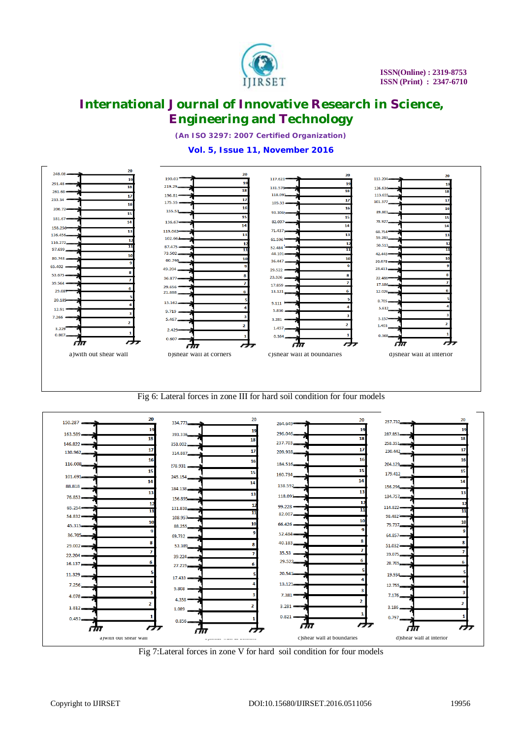Fig 6: Lateral forces in zone III for hard soil condition for four models

Fig 7:Lateral forces in zone V for hard soil condition for four models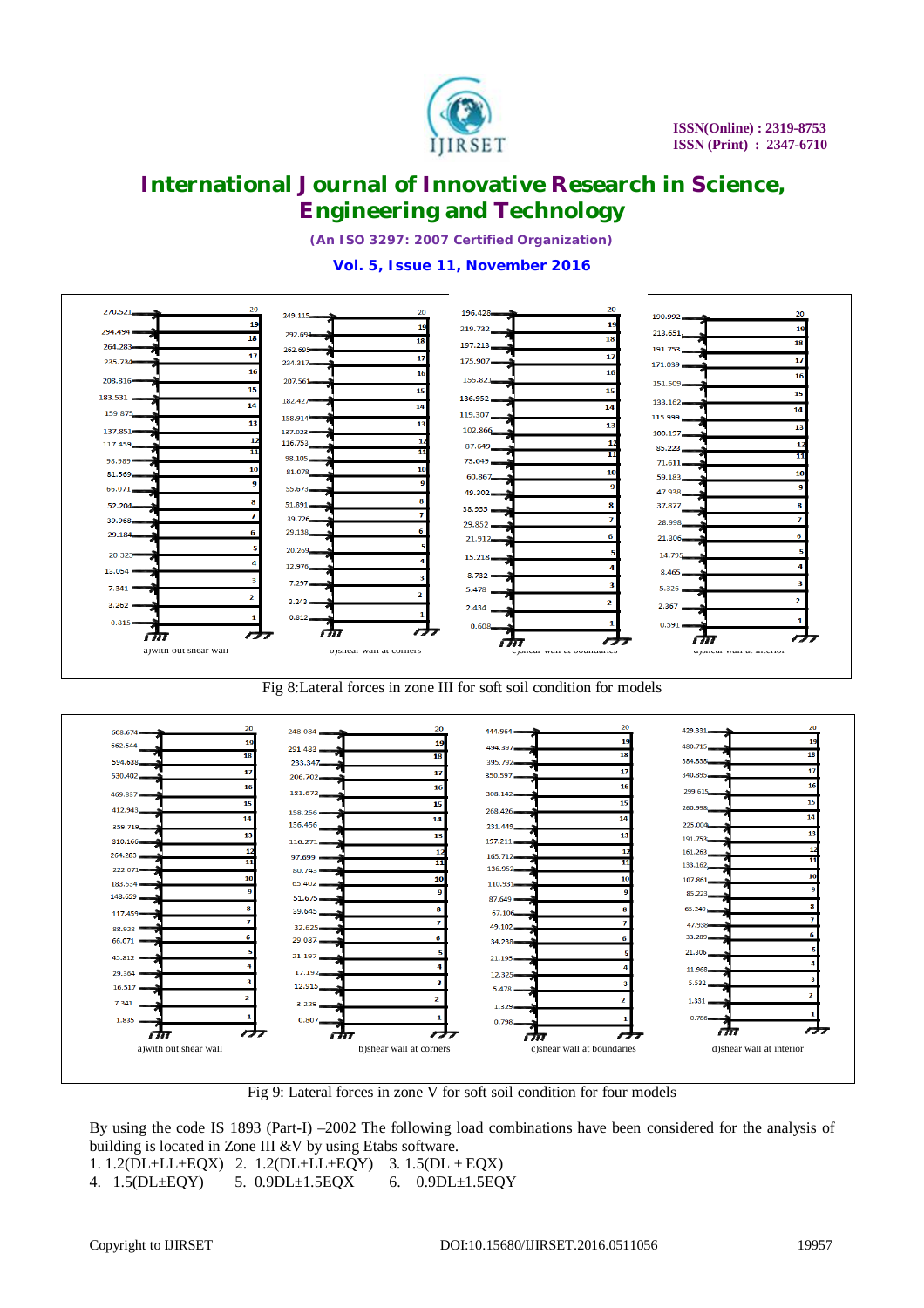a)with out shear wall b)shear wall at corners c)shear wall at boundaries d)shear wall at interior

Fig 8:Lateral forces in zone III for soft soil condition for models

a)with out shear wall b)shear wall at corners c)shear wall at boundaries d)shear wall at interior

Fig 9: Lateral forces in zone V for soft soil condition for four models

By using the code IS 1893 (Part-I) –2002 The following load combinations have been considered for the analysis of building is located in Zone III &V by using Etabs software.

1. 1.2(DL+LL±EQX) 2. 1.2(DL+LL±EQY) 3. 1.5(DL ± EQX)
4. 1.5(DL±EQY) 5. 0.9DL±1.5EQX 6. 0.9DL±1.5EQY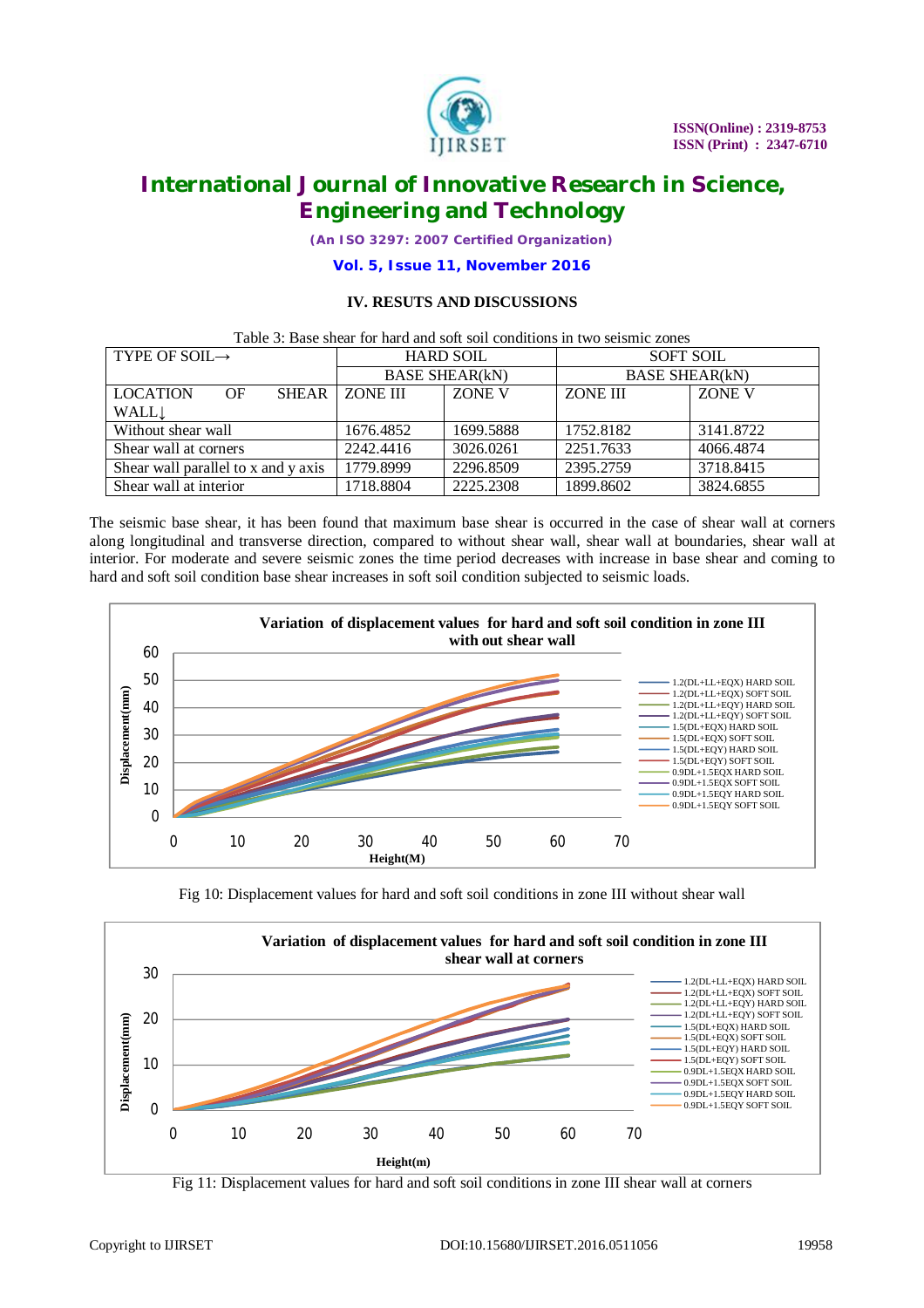### IV. RESUTS AND DISCUSSIONS

Table 3: Base shear for hard and soft soil conditions in two seismic zones

| TYPE OF SOIL→ | HARD SOIL | | SOFT SOIL | |
|---|---|---|---|---|
| | BASE SHEAR(kN) | | BASE SHEAR(kN) | |
| LOCATION OF SHEAR WALL↓ | ZONE III | ZONE V | ZONE III | ZONE V |
| Without shear wall | 1676.4852 | 1699.5888 | 1752.8182 | 3141.8722 |
| Shear wall at corners | 2242.4416 | 3026.0261 | 2251.7633 | 4066.4874 |
| Shear wall parallel to x and y axis | 1779.8999 | 2296.8509 | 2395.2759 | 3718.8415 |
| Shear wall at interior | 1718.8804 | 2225.2308 | 1899.8602 | 3824.6855 |

The seismic base shear, it has been found that maximum base shear is occurred in the case of shear wall at corners along longitudinal and transverse direction, compared to without shear wall, shear wall at boundaries, shear wall at interior. For moderate and severe seismic zones the time period decreases with increase in base shear and coming to hard and soft soil condition base shear increases in soft soil condition subjected to seismic loads.

Fig 10: Displacement values for hard and soft soil conditions in zone III without shear wall

Fig 11: Displacement values for hard and soft soil conditions in zone III shear wall at corners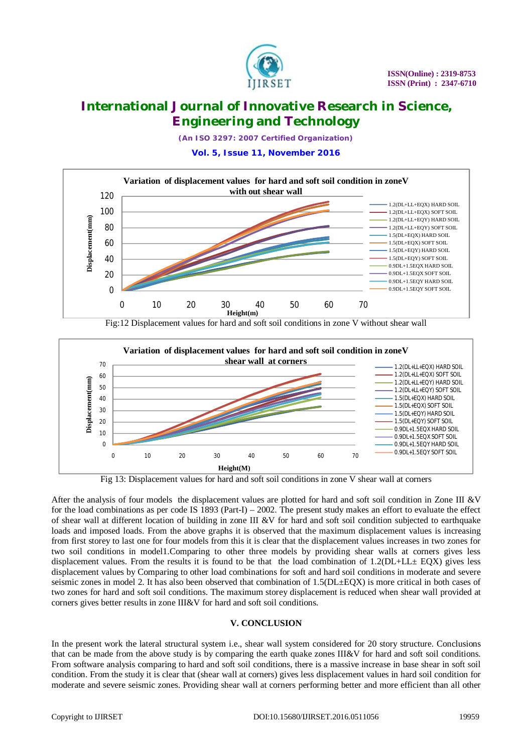Fig:12 Displacement values for hard and soft soil conditions in zone V without shear wall

Fig 13: Displacement values for hard and soft soil conditions in zone V shear wall at corners

After the analysis of four models the displacement values are plotted for hard and soft soil condition in Zone III &V for the load combinations as per code IS 1893 (Part-I) – 2002. The present study makes an effort to evaluate the effect of shear wall at different location of building in zone III &V for hard and soft soil condition subjected to earthquake loads and imposed loads. From the above graphs it is observed that the maximum displacement values is increasing from first storey to last one for four models from this it is clear that the displacement values increases in two zones for two soil conditions in model1.Comparing to other three models by providing shear walls at corners gives less displacement values. From the results it is found to be that the load combination of 1.2(DL+LL± EQX) gives less displacement values by Comparing to other load combinations for soft and hard soil conditions in moderate and severe seismic zones in model 2. It has also been observed that combination of 1.5(DL±EQX) is more critical in both cases of two zones for hard and soft soil conditions. The maximum storey displacement is reduced when shear wall provided at corners gives better results in zone III&V for hard and soft soil conditions.

## V. CONCLUSION

In the present work the lateral structural system i.e., shear wall system considered for 20 story structure. Conclusions that can be made from the above study is by comparing the earth quake zones III&V for hard and soft soil conditions. From software analysis comparing to hard and soft soil conditions, there is a massive increase in base shear in soft soil condition. From the study it is clear that (shear wall at corners) gives less displacement values in hard soil condition for moderate and severe seismic zones. Providing shear wall at corners performing better and more efficient than all other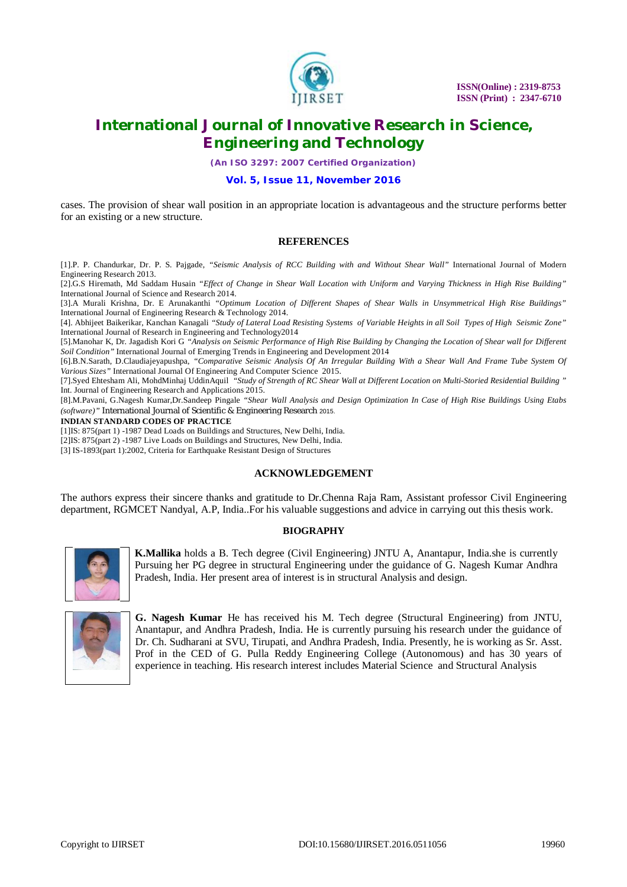cases. The provision of shear wall position in an appropriate location is advantageous and the structure performs better for an existing or a new structure.

## REFERENCES

[1].P. P. Chandurkar, Dr. P. S. Pajgade, *"Seismic Analysis of RCC Building with and Without Shear Wall"* International Journal of Modern Engineering Research 2013.

[2].G.S Hiremath, Md Saddam Husain *"Effect of Change in Shear Wall Location with Uniform and Varying Thickness in High Rise Building"* International Journal of Science and Research 2014.

[3].A Murali Krishna, Dr. E Arunakanthi *"Optimum Location of Different Shapes of Shear Walls in Unsymmetrical High Rise Buildings"* International Journal of Engineering Research & Technology 2014.

[4]. Abhijeet Baikerikar, Kanchan Kanagali *"Study of Lateral Load Resisting Systems of Variable Heights in all Soil Types of High Seismic Zone"* International Journal of Research in Engineering and Technology2014

[5].Manohar K, Dr. Jagadish Kori G *"Analysis on Seismic Performance of High Rise Building by Changing the Location of Shear wall for Different Soil Condition"* International Journal of Emerging Trends in Engineering and Development 2014

[6].B.N.Sarath, D.Claudiajeyapushpa, *"Comparative Seismic Analysis Of An Irregular Building With a Shear Wall And Frame Tube System Of Various Sizes"* International Journal Of Engineering And Computer Science 2015.

[7].Syed Ehtesham Ali, MohdMinhaj UddinAquil *"Study of Strength of RC Shear Wall at Different Location on Multi-Storied Residential Building "* Int. Journal of Engineering Research and Applications 2015.

[8].M.Pavani, G.Nagesh Kumar,Dr.Sandeep Pingale *"Shear Wall Analysis and Design Optimization In Case of High Rise Buildings Using Etabs (software)"* International Journal of Scientific & Engineering Research 2015.

**INDIAN STANDARD CODES OF PRACTICE**

[1]IS: 875(part 1) -1987 Dead Loads on Buildings and Structures, New Delhi, India.

[2]IS: 875(part 2) -1987 Live Loads on Buildings and Structures, New Delhi, India.

[3] IS-1893(part 1):2002, Criteria for Earthquake Resistant Design of Structures

## ACKNOWLEDGEMENT

The authors express their sincere thanks and gratitude to Dr.Chenna Raja Ram, Assistant professor Civil Engineering department, RGMCET Nandyal, A.P, India..For his valuable suggestions and advice in carrying out this thesis work.

## BIOGRAPHY

**K.Mallika** holds a B. Tech degree (Civil Engineering) JNTU A, Anantapur, India.she is currently Pursuing her PG degree in structural Engineering under the guidance of G. Nagesh Kumar Andhra Pradesh, India. Her present area of interest is in structural Analysis and design.

**G. Nagesh Kumar** He has received his M. Tech degree (Structural Engineering) from JNTU, Anantapur, and Andhra Pradesh, India. He is currently pursuing his research under the guidance of Dr. Ch. Sudharani at SVU, Tirupati, and Andhra Pradesh, India. Presently, he is working as Sr. Asst. Prof in the CED of G. Pulla Reddy Engineering College (Autonomous) and has 30 years of experience in teaching. His research interest includes Material Science and Structural Analysis